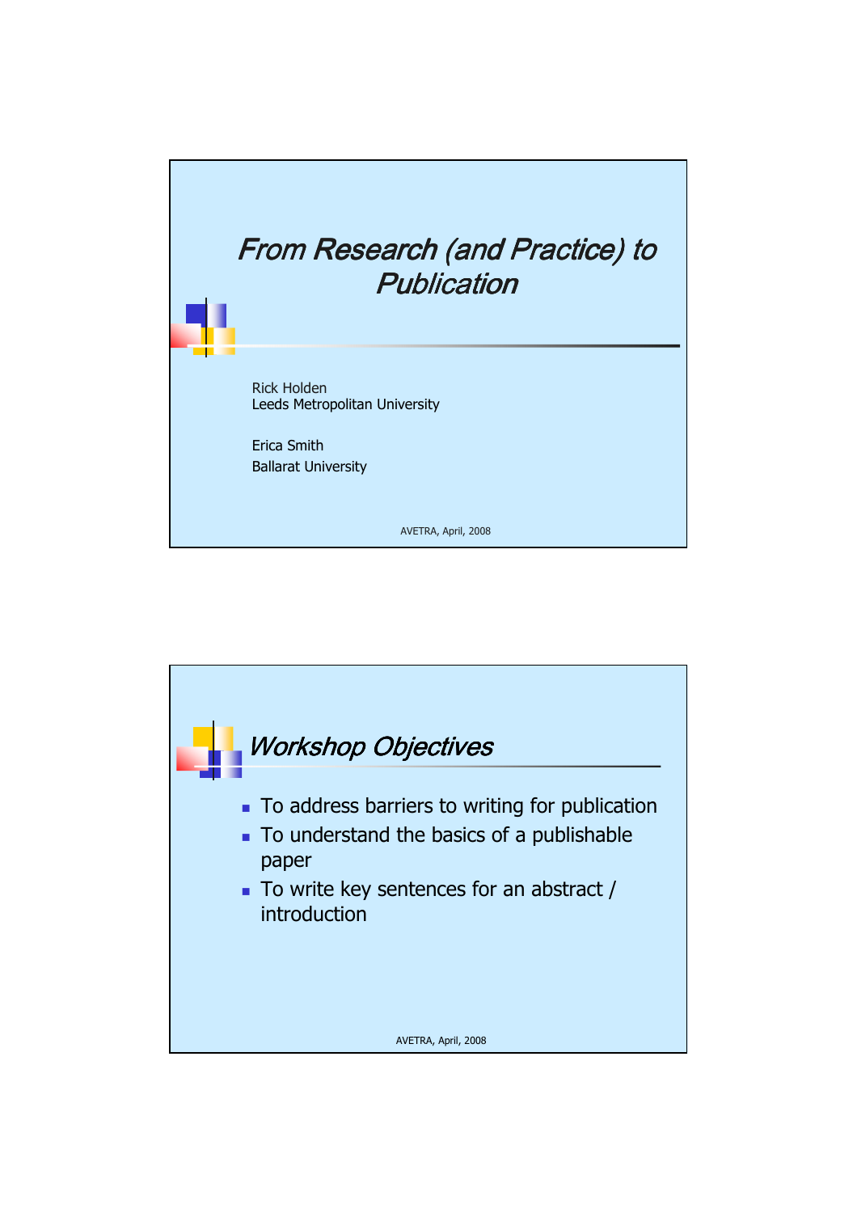# From Research (and Practice) to Publication

Rick Holden
Leeds Metropolitan University

Erica Smith
Ballarat University

AVETRA, April, 2008

## Workshop Objectives

- To address barriers to writing for publication
- To understand the basics of a publishable paper
- To write key sentences for an abstract / introduction

AVETRA, April, 2008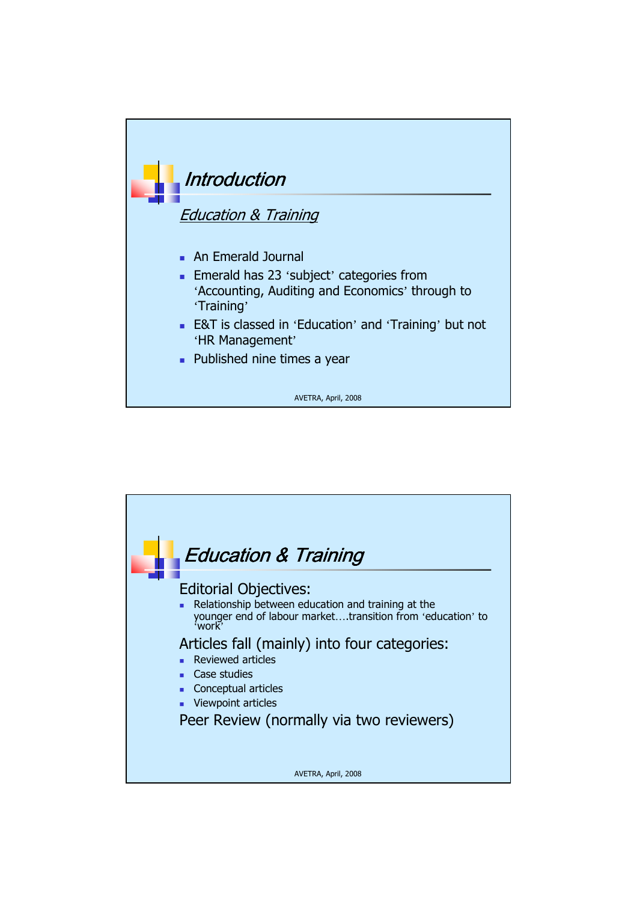## *Introduction*

*Education & Training*

- An Emerald Journal
- Emerald has 23 'subject' categories from 'Accounting, Auditing and Economics' through to 'Training'
- E&T is classed in 'Education' and 'Training' but not 'HR Management'
- Published nine times a year

AVETRA, April, 2008

## *Education & Training*

### Editorial Objectives:

- Relationship between education and training at the younger end of labour market....transition from 'education' to 'work'

### Articles fall (mainly) into four categories:

- Reviewed articles
- Case studies
- Conceptual articles
- Viewpoint articles

### Peer Review (normally via two reviewers)

AVETRA, April, 2008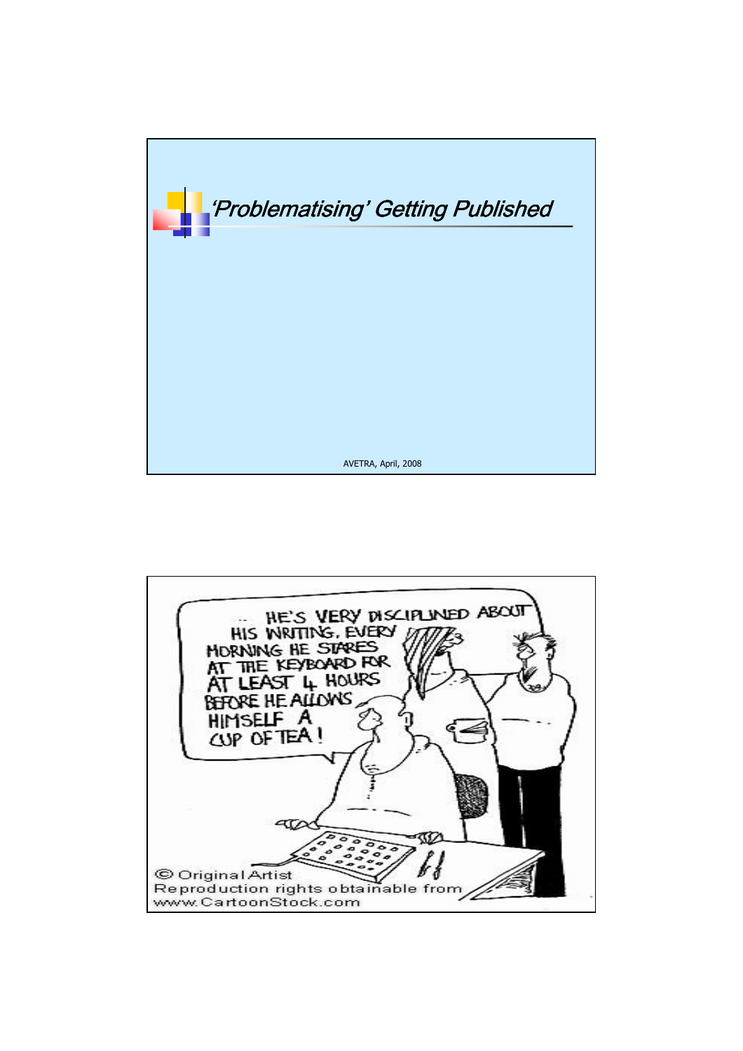# 'Problematising' Getting Published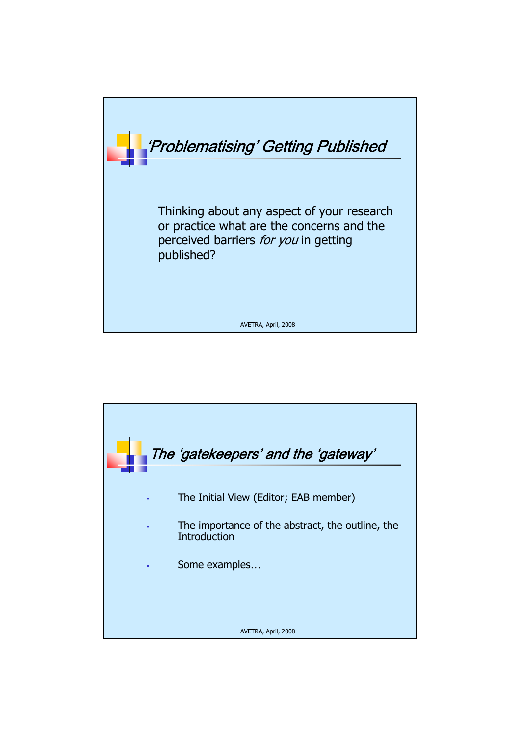## *'Problematising' Getting Published*

Thinking about any aspect of your research or practice what are the concerns and the perceived barriers *for you* in getting published?

## *The 'gatekeepers' and the 'gateway'*

- The Initial View (Editor; EAB member)
- The importance of the abstract, the outline, the Introduction
- Some examples…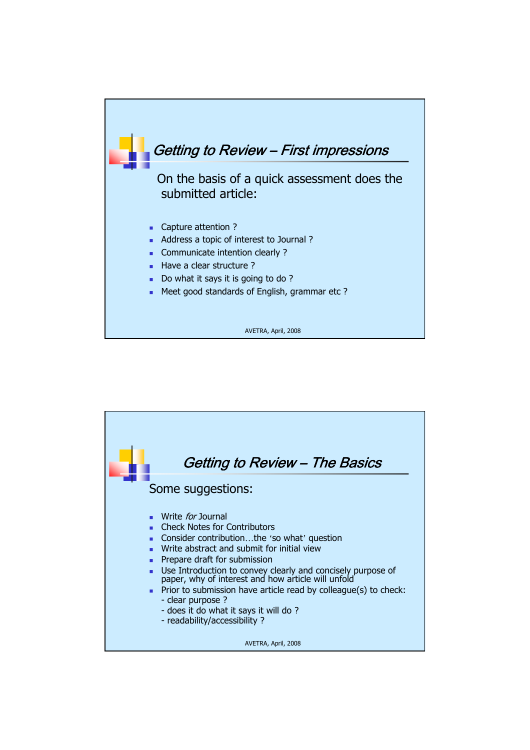## Getting to Review – First impressions

On the basis of a quick assessment does the submitted article:

- Capture attention ?
- Address a topic of interest to Journal ?
- Communicate intention clearly ?
- Have a clear structure ?
- Do what it says it is going to do ?
- Meet good standards of English, grammar etc ?

AVETRA, April, 2008

## Getting to Review – The Basics

Some suggestions:

- Write *for* Journal
- Check Notes for Contributors
- Consider contribution…the 'so what' question
- Write abstract and submit for initial view
- Prepare draft for submission
- Use Introduction to convey clearly and concisely purpose of paper, why of interest and how article will unfold
- Prior to submission have article read by colleague(s) to check:
  - clear purpose ?
  - does it do what it says it will do ?
  - readability/accessibility ?

AVETRA, April, 2008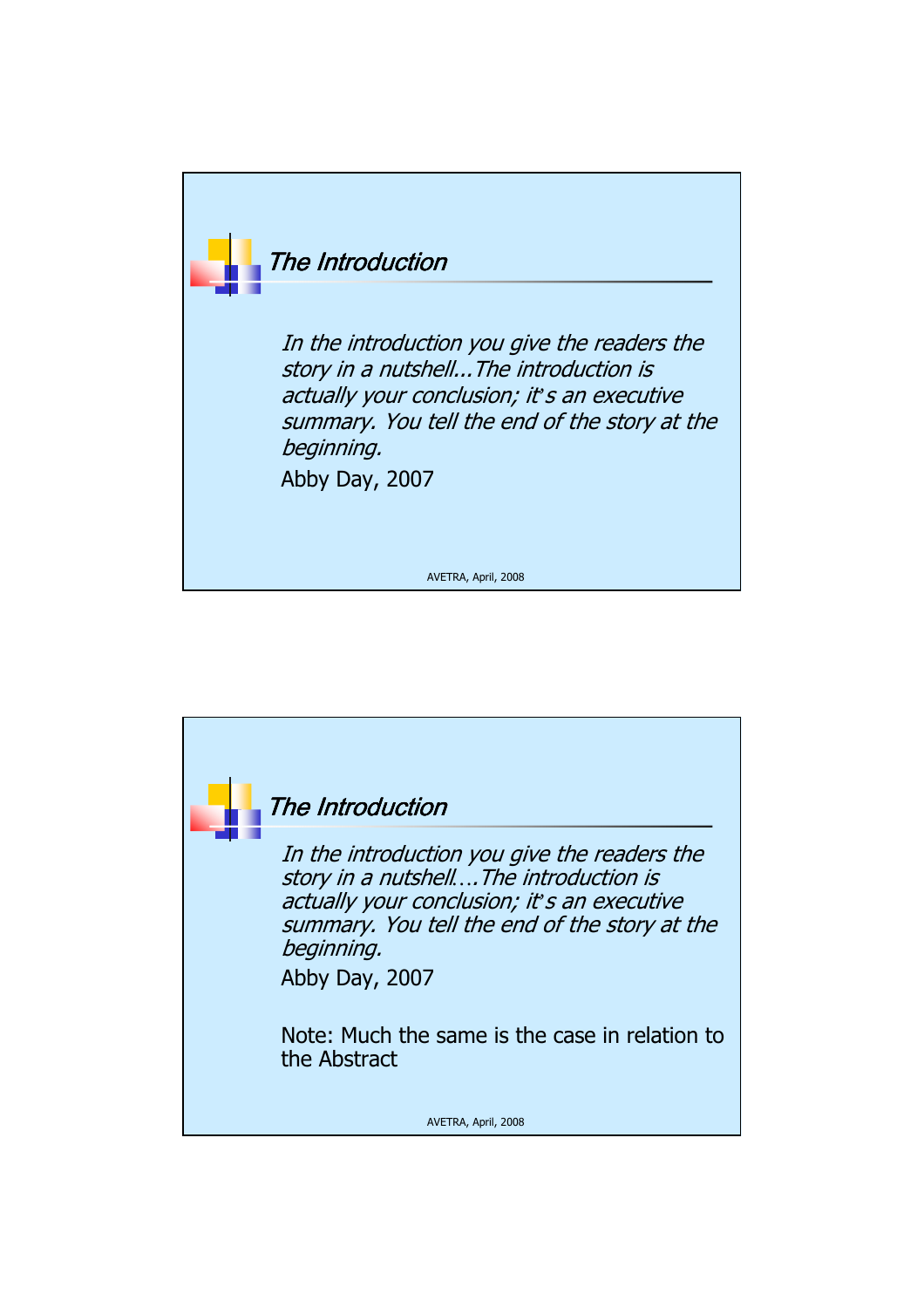## The Introduction

*In the introduction you give the readers the story in a nutshell...The introduction is actually your conclusion; it's an executive summary. You tell the end of the story at the beginning.*

Abby Day, 2007

## The Introduction

*In the introduction you give the readers the story in a nutshell….The introduction is actually your conclusion; it's an executive summary. You tell the end of the story at the beginning.*

Abby Day, 2007

Note: Much the same is the case in relation to the Abstract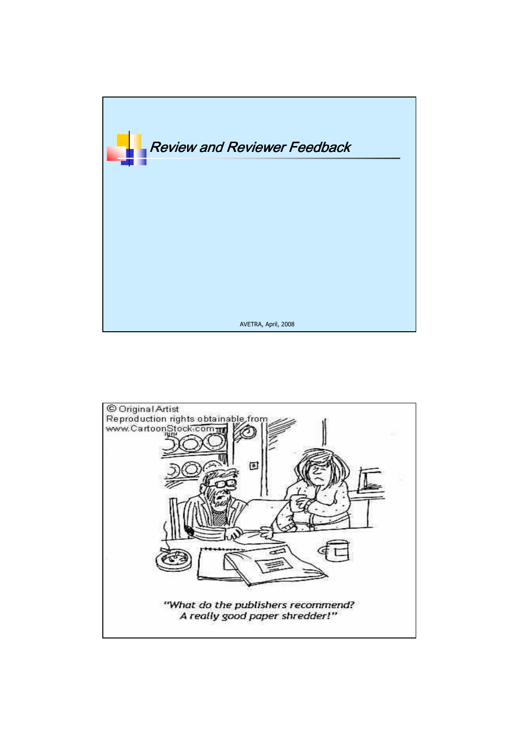## Review and Reviewer Feedback

© Original Artist
Reproduction rights obtainable from
www.CartoonStock.com

*"What do the publishers recommend?*
*A really good paper shredder!"*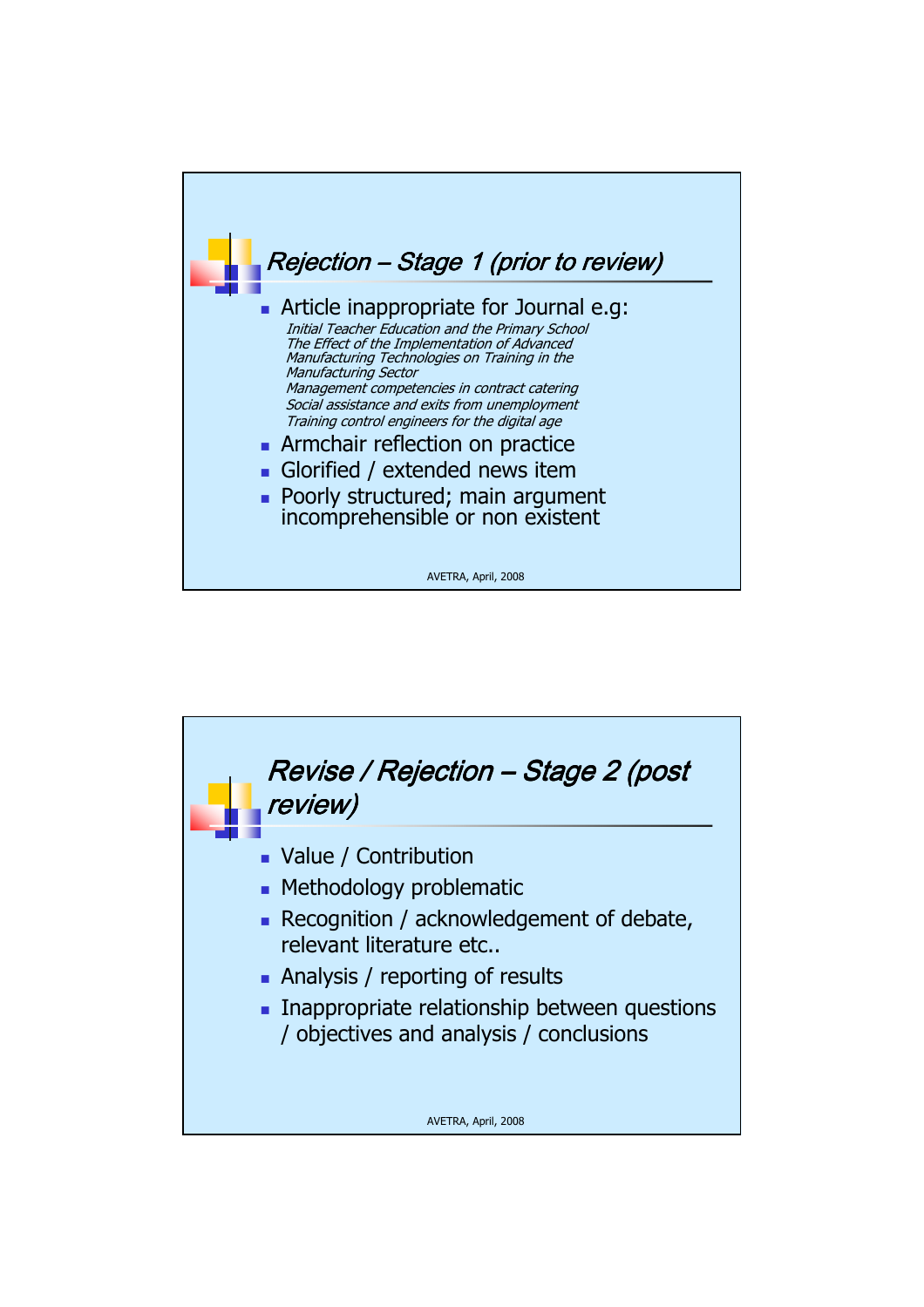## *Rejection – Stage 1 (prior to review)*

- Article inappropriate for Journal e.g:
  *Initial Teacher Education and the Primary School*
  *The Effect of the Implementation of Advanced Manufacturing Technologies on Training in the Manufacturing Sector*
  *Management competencies in contract catering*
  *Social assistance and exits from unemployment*
  *Training control engineers for the digital age*
- Armchair reflection on practice
- Glorified / extended news item
- Poorly structured; main argument incomprehensible or non existent

AVETRA, April, 2008

## *Revise / Rejection – Stage 2 (post review)*

- Value / Contribution
- Methodology problematic
- Recognition / acknowledgement of debate, relevant literature etc..
- Analysis / reporting of results
- Inappropriate relationship between questions / objectives and analysis / conclusions

AVETRA, April, 2008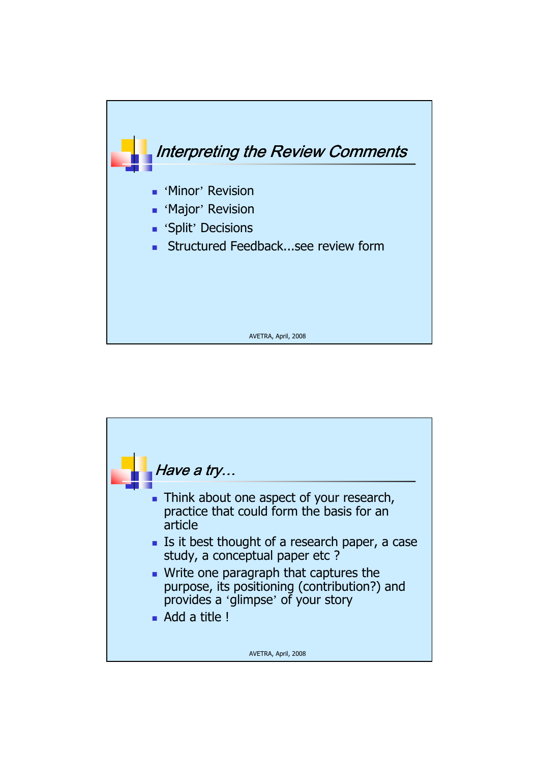## Interpreting the Review Comments

- ‘Minor’ Revision
- ‘Major’ Revision
- ‘Split’ Decisions
- Structured Feedback...see review form

## Have a try…

- Think about one aspect of your research, practice that could form the basis for an article
- Is it best thought of a research paper, a case study, a conceptual paper etc ?
- Write one paragraph that captures the purpose, its positioning (contribution?) and provides a ‘glimpse’ of your story
- Add a title !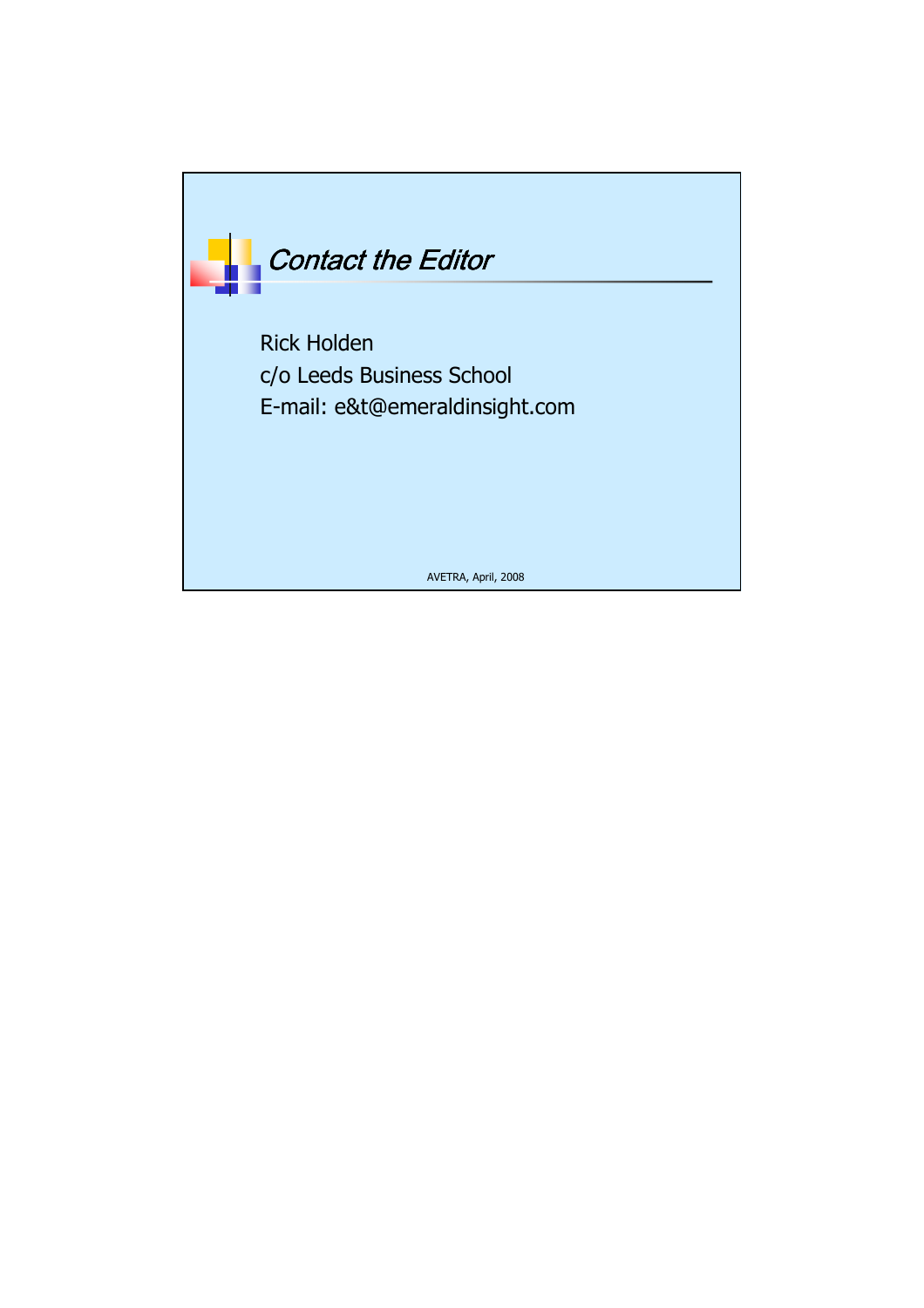## *Contact the Editor*

Rick Holden

c/o Leeds Business School

E-mail: e&t@emeraldinsight.com